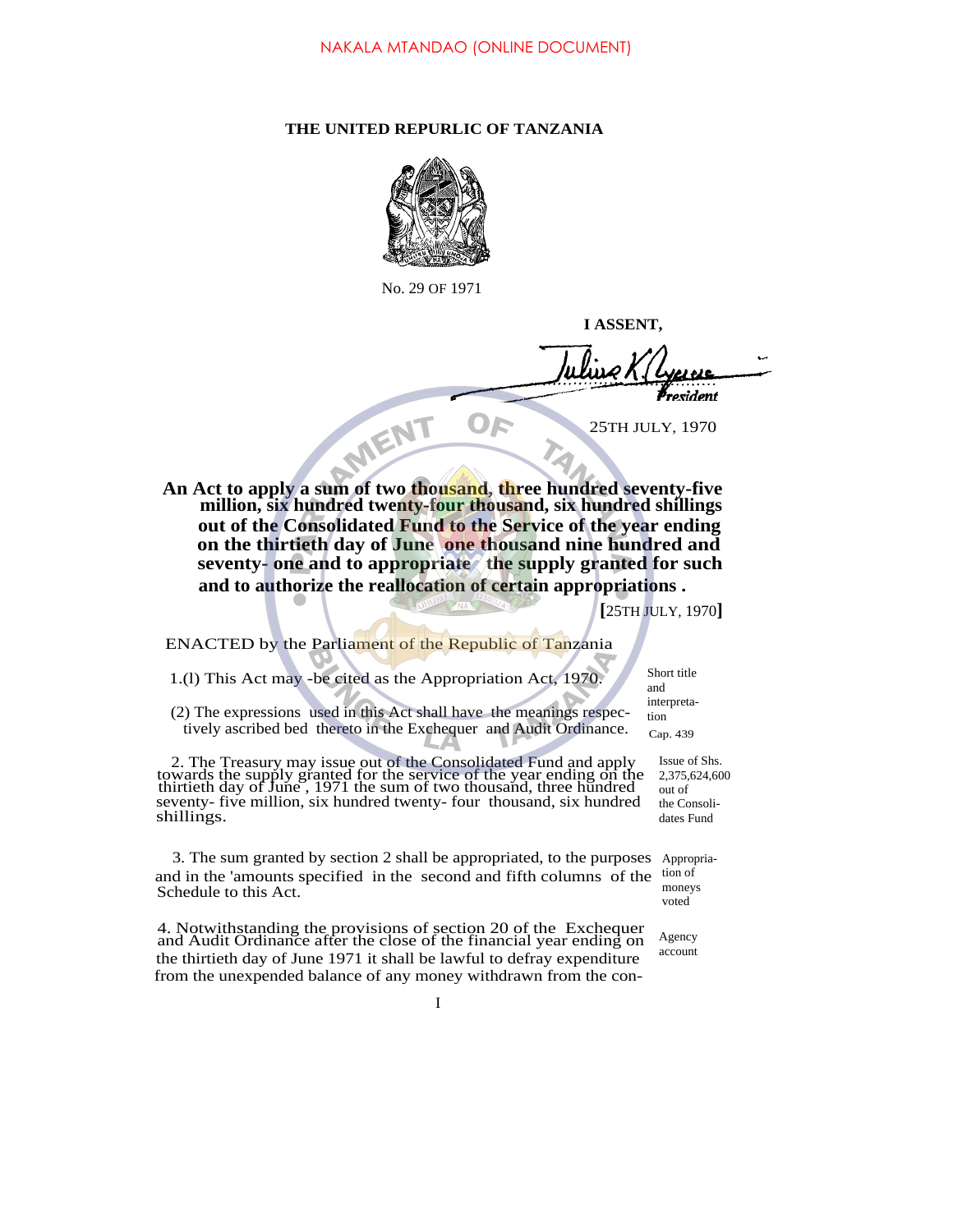NAKALA MTANDAO (ONLINE DOCUMENT)

**THE UNITED REPURLIC OF TANZANIA**

No. 29 OF 1971

**I ASSENT,**

*President*

25TH JULY, 1970

**An Act to apply a sum of two thousand, three hundred seventy-five million, six hundred twenty-four thousand, six hundred shillings out of the Consolidated Fund to the Service of the year ending on the thirtieth day of June one thousand nine hundred and seventy- one and to appropriate the supply granted for such and to authorize the reallocation of certain appropriations .**

**[**25TH JULY, 1970**]**

ENACTED by the Parliament of the Republic of Tanzania

*Short title and interpretation*

1.(l) This Act may -be cited as the Appropriation Act, 1970.

(2) The expressions used in this Act shall have the meanings respectively ascribed bed thereto in the Exchequer and Audit Ordinance. *Cap. 439*

*Issue of Shs. 2,375,624,600 out of the Consolidates Fund*

2. The Treasury may issue out of the Consolidated Fund and apply towards the supply granted for the service of the year ending on the thirtieth day of June, 1971 the sum of two thousand, three hundred seventy- five million, six hundred twenty- four thousand, six hundred shillings.

*Appropriation of moneys voted*

3. The sum granted by section 2 shall be appropriated, to the purposes and in the 'amounts specified in the second and fifth columns of the Schedule to this Act.

*Agency account*

4. Notwithstanding the provisions of section 20 of the Exchequer and Audit Ordinance after the close of the financial year ending on the thirtieth day of June 1971 it shall be lawful to defray expenditure from the unexpended balance of any money withdrawn from the con-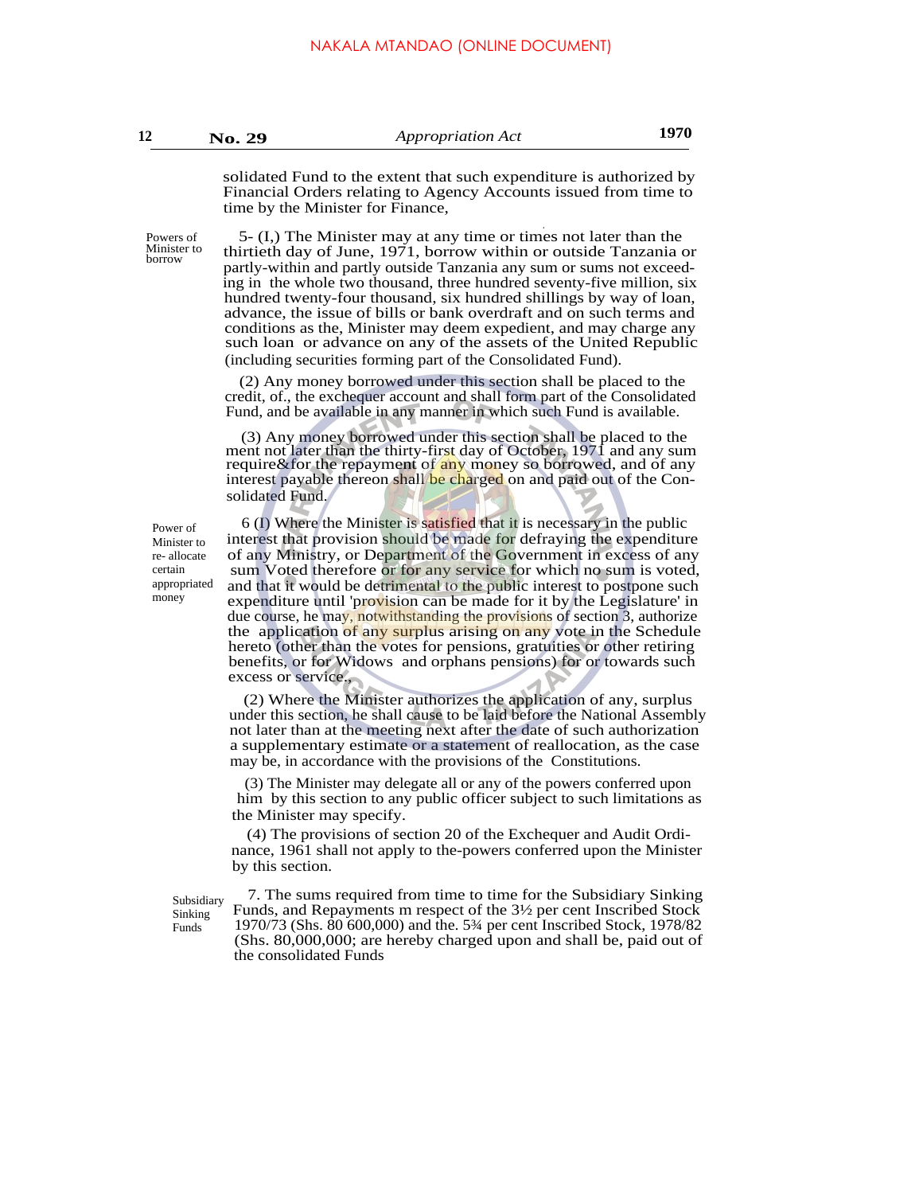solidated Fund to the extent that such expenditure is authorized by Financial Orders relating to Agency Accounts issued from time to time by the Minister for Finance,

Powers of Minister to borrow

5- (I,) The Minister may at any time or times not later than the thirtieth day of June, 1971, borrow within or outside Tanzania or partly-within and partly outside Tanzania any sum or sums not exceeding in the whole two thousand, three hundred seventy-five million, six hundred twenty-four thousand, six hundred shillings by way of loan, advance, the issue of bills or bank overdraft and on such terms and conditions as the, Minister may deem expedient, and may charge any such loan or advance on any of the assets of the United Republic (including securities forming part of the Consolidated Fund).

(2) Any money borrowed under this section shall be placed to the credit, of., the exchequer account and shall form part of the Consolidated Fund, and be available in any manner in which such Fund is available.

(3) Any money borrowed under this section shall be placed to the ment not later than the thirty-first day of October, 1971 and any sum require&for the repayment of any money so borrowed, and of any interest payable thereon shall be charged on and paid out of the Consolidated Fund.

Power of Minister to re- allocate certain appropriated money

6 (I) Where the Minister is satisfied that it is necessary in the public interest that provision should be made for defraying the expenditure of any Ministry, or Department of the Government in excess of any sum Voted therefore or for any service for which no sum is voted, and that it would be detrimental to the public interest to postpone such expenditure until 'provision can be made for it by the Legislature' in due course, he may, notwithstanding the provisions of section 3, authorize the application of any surplus arising on any vote in the Schedule hereto (other than the votes for pensions, gratuities or other retiring benefits, or for Widows and orphans pensions) for or towards such excess or service.

(2) Where the Minister authorizes the application of any, surplus under this section, he shall cause to be laid before the National Assembly not later than at the meeting next after the date of such authorization a supplementary estimate or a statement of reallocation, as the case may be, in accordance with the provisions of the Constitutions.

(3) The Minister may delegate all or any of the powers conferred upon him by this section to any public officer subject to such limitations as the Minister may specify.

(4) The provisions of section 20 of the Exchequer and Audit Ordinance, 1961 shall not apply to the-powers conferred upon the Minister by this section.

Subsidiary Sinking Funds

7. The sums required from time to time for the Subsidiary Sinking Funds, and Repayments m respect of the 3½ per cent Inscribed Stock 1970/73 (Shs. 80 600,000) and the. 5¾ per cent Inscribed Stock, 1978/82 (Shs. 80,000,000; are hereby charged upon and shall be, paid out of the consolidated Funds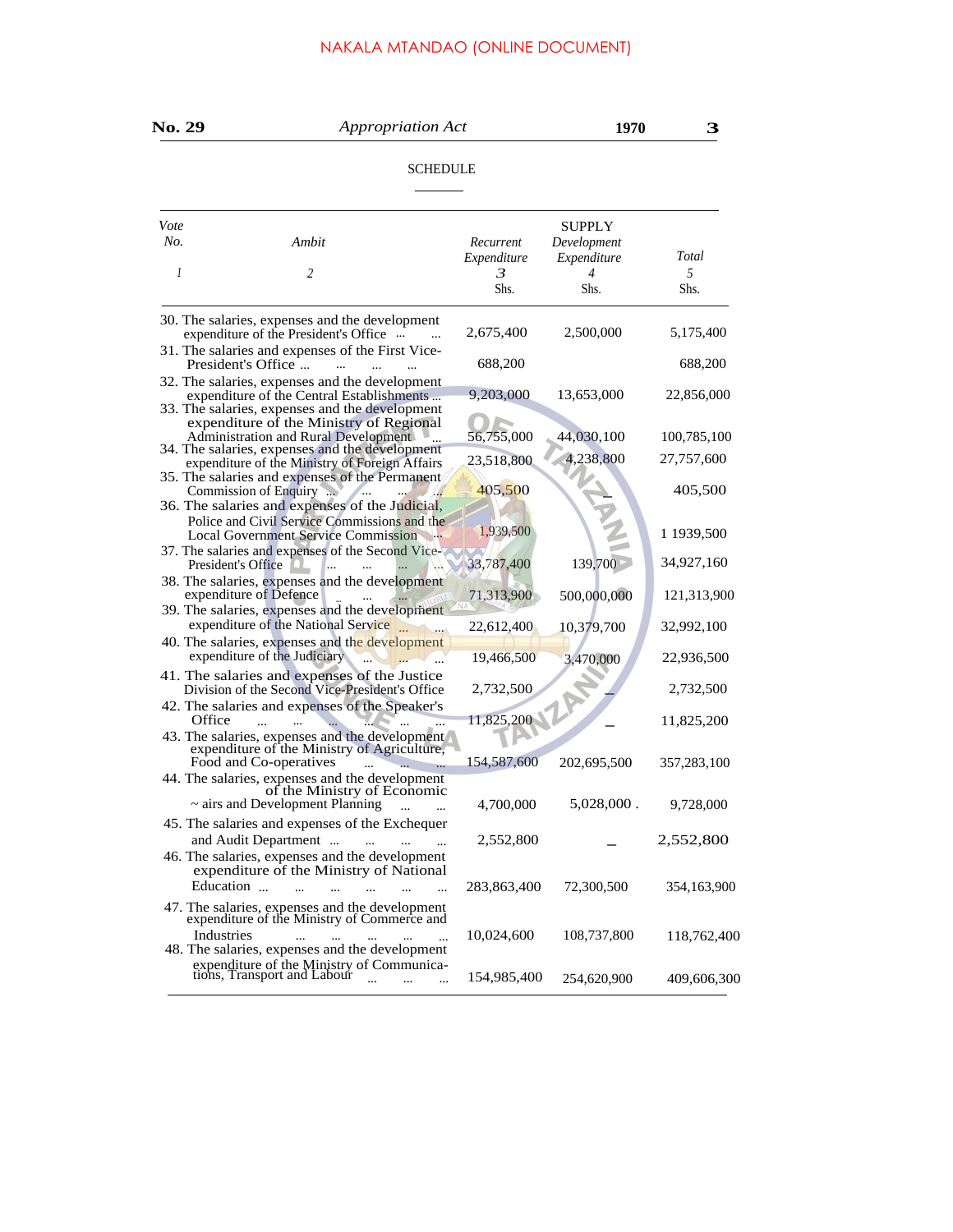NAKALA MTANDAO (ONLINE DOCUMENT)

SCHEDULE

| Vote No. 1 | Ambit 2 | SUPPLY Recurrent Expenditure 3 Shs. | Development Expenditure 4 Shs. | Total 5 Shs. |
|---|---|---|---|---|
| 30. | The salaries, expenses and the development expenditure of the President's Office ... ... | 2,675,400 | 2,500,000 | 5,175,400 |
| 31. | The salaries and expenses of the First Vice-President's Office ... ... ... ... | 688,200 | | 688,200 |
| 32. | The salaries, expenses and the development expenditure of the Central Establishments ... | 9,203,000 | 13,653,000 | 22,856,000 |
| 33. | The salaries, expenses and the development expenditure of the Ministry of Regional Administration and Rural Development ... | 56,755,000 | 44,030,100 | 100,785,100 |
| 34. | The salaries, expenses and the development expenditure of the Ministry of Foreign Affairs | 23,518,800 | 4,238,800 | 27,757,600 |
| 35. | The salaries and expenses of the Permanent Commission of Enquiry ... ... ... ... | 405,500 | – | 405,500 |
| 36. | The salaries and expenses of the Judicial, Police and Civil Service Commissions and the Local Government Service Commission ... | 1,939,500 | | 1 1939,500 |
| 37. | The salaries and expenses of the Second Vice-President's Office ... ... ... ... | 33,787,400 | 139,700 | 34,927,160 |
| 38. | The salaries, expenses and the development expenditure of Defence ... ... ... | 71,313,900 | 500,000,000 | 121,313,900 |
| 39. | The salaries, expenses and the development expenditure of the National Service ... ... | 22,612,400 | 10,379,700 | 32,992,100 |
| 40. | The salaries, expenses and the development expenditure of the Judiciary ... ... ... | 19,466,500 | 3,470,000 | 22,936,500 |
| 41. | The salaries and expenses of the Justice Division of the Second Vice-President's Office | 2,732,500 | – | 2,732,500 |
| 42. | The salaries and expenses of the Speaker's Office ... ... ... ... ... ... | 11,825,200 | – | 11,825,200 |
| 43. | The salaries, expenses and the development expenditure of the Ministry of Agriculture, Food and Co-operatives ... ... ... | 154,587,600 | 202,695,500 | 357,283,100 |
| 44. | The salaries, expenses and the development of the Ministry of Economic ~ airs and Development Planning ... ... | 4,700,000 | 5,028,000 . | 9,728,000 |
| 45. | The salaries and expenses of the Exchequer and Audit Department ... ... ... ... | 2,552,800 | – | 2,552,800 |
| 46. | The salaries, expenses and the development expenditure of the Ministry of National Education ... ... ... ... ... ... | 283,863,400 | 72,300,500 | 354,163,900 |
| 47. | The salaries, expenses and the development expenditure of the Ministry of Commerce and Industries ... ... ... ... ... | 10,024,600 | 108,737,800 | 118,762,400 |
| 48. | The salaries, expenses and the development expenditure of the Ministry of Communications, Transport and Labour ... ... ... | 154,985,400 | 254,620,900 | 409,606,300 |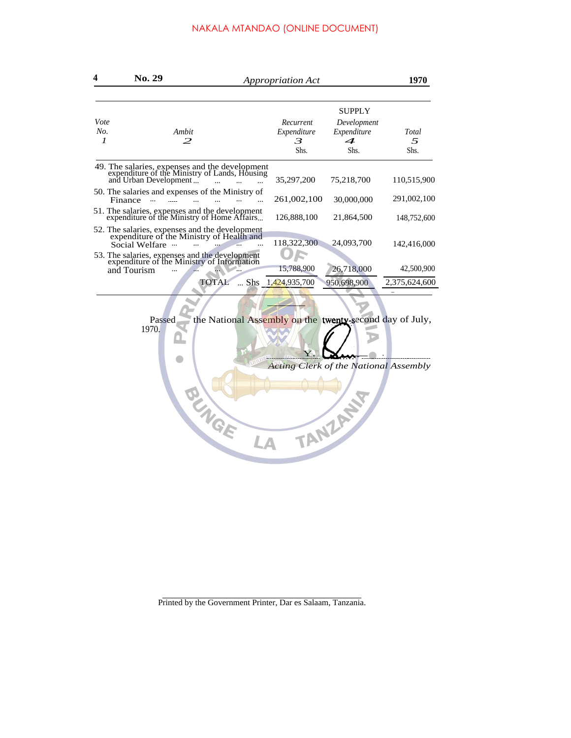| Vote No. 1 | Ambit 2 | SUPPLY Recurrent Expenditure 3 Shs. | Development Expenditure 4 Shs. | Total 5 Shs. |
|---|---|---|---|---|
| 49. | The salaries, expenses and the development expenditure of the Ministry of Lands, Housing and Urban Development ... ... ... | 35,297,200 | 75,218,700 | 110,515,900 |
| 50. | The salaries and expenses of the Ministry of Finance ... ..... ... ... ... ... | 261,002,100 | 30,000,000 | 291,002,100 |
| 51. | The salaries, expenses and the development expenditure of the Ministry of Home Affairs... | 126,888,100 | 21,864,500 | 148,752,600 |
| 52. | The salaries, expenses and the development expenditure of the Ministry of Health and Social Welfare ... ... ... ... ... | 118,322,300 | 24,093,700 | 142,416,000 |
| 53. | The salaries, expenses and the development expenditure of the Ministry of Information and Tourism ... ... ... ... | 15,788,900 | 26,718,000 | 42,500,900 |
| | TOTAL ... Shs | 1,424,935,700 | 950,698,900 | 2,375,624,600 |

Passed in the National Assembly on the twenty-second day of July, 1970.

Y. ..................................

*Acting Clerk of the National Assembly*

Printed by the Government Printer, Dar es Salaam, Tanzania.